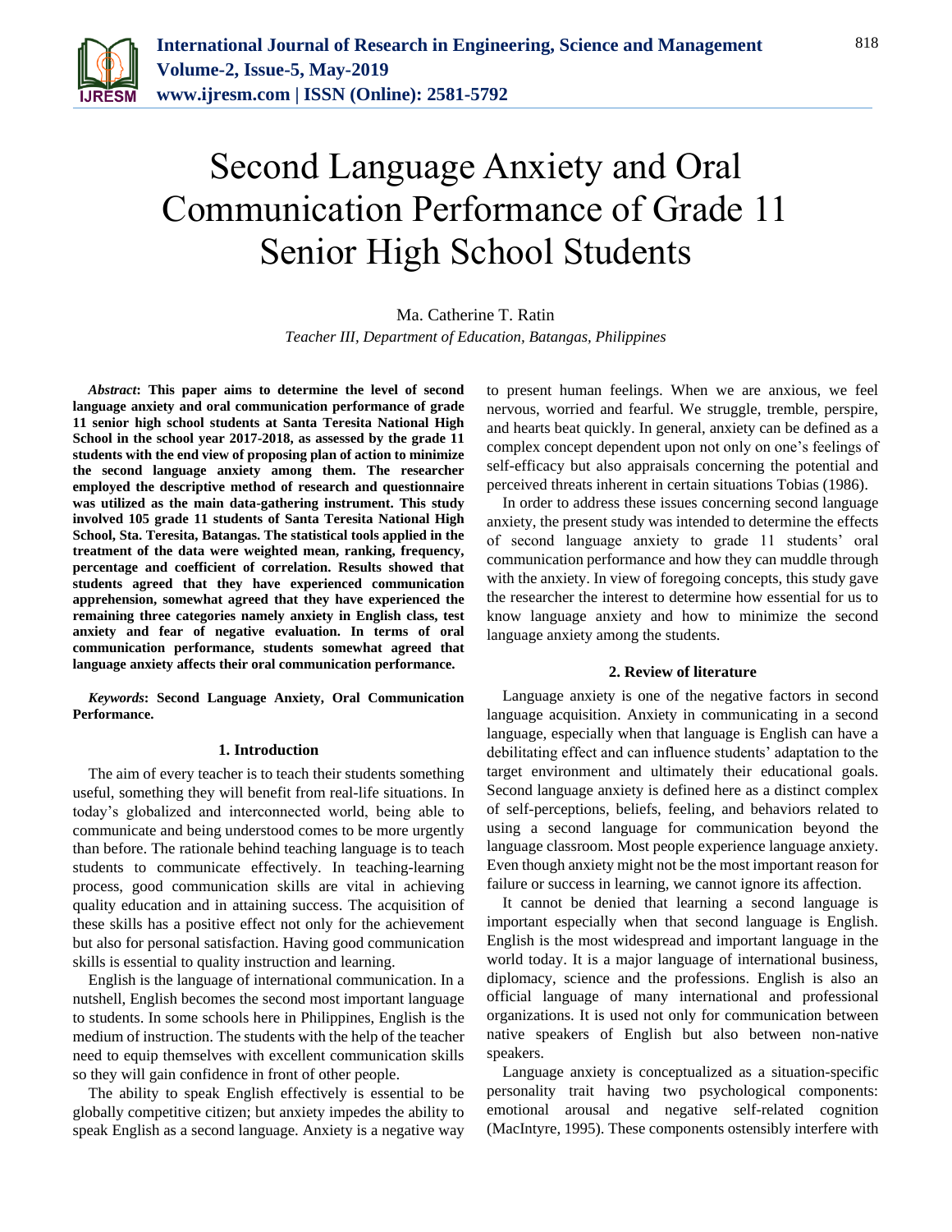# Second Language Anxiety and Oral Communication Performance of Grade 11 Senior High School Students

Ma. Catherine T. Ratin

*Teacher III, Department of Education, Batangas, Philippines*

***Abstract*: This paper aims to determine the level of second language anxiety and oral communication performance of grade 11 senior high school students at Santa Teresita National High School in the school year 2017-2018, as assessed by the grade 11 students with the end view of proposing plan of action to minimize the second language anxiety among them. The researcher employed the descriptive method of research and questionnaire was utilized as the main data-gathering instrument. This study involved 105 grade 11 students of Santa Teresita National High School, Sta. Teresita, Batangas. The statistical tools applied in the treatment of the data were weighted mean, ranking, frequency, percentage and coefficient of correlation. Results showed that students agreed that they have experienced communication apprehension, somewhat agreed that they have experienced the remaining three categories namely anxiety in English class, test anxiety and fear of negative evaluation. In terms of oral communication performance, students somewhat agreed that language anxiety affects their oral communication performance.**

***Keywords*: Second Language Anxiety, Oral Communication Performance.**

## 1. Introduction

The aim of every teacher is to teach their students something useful, something they will benefit from real-life situations. In today's globalized and interconnected world, being able to communicate and being understood comes to be more urgently than before. The rationale behind teaching language is to teach students to communicate effectively. In teaching-learning process, good communication skills are vital in achieving quality education and in attaining success. The acquisition of these skills has a positive effect not only for the achievement but also for personal satisfaction. Having good communication skills is essential to quality instruction and learning.

English is the language of international communication. In a nutshell, English becomes the second most important language to students. In some schools here in Philippines, English is the medium of instruction. The students with the help of the teacher need to equip themselves with excellent communication skills so they will gain confidence in front of other people.

The ability to speak English effectively is essential to be globally competitive citizen; but anxiety impedes the ability to speak English as a second language. Anxiety is a negative way to present human feelings. When we are anxious, we feel nervous, worried and fearful. We struggle, tremble, perspire, and hearts beat quickly. In general, anxiety can be defined as a complex concept dependent upon not only on one's feelings of self-efficacy but also appraisals concerning the potential and perceived threats inherent in certain situations Tobias (1986).

In order to address these issues concerning second language anxiety, the present study was intended to determine the effects of second language anxiety to grade 11 students' oral communication performance and how they can muddle through with the anxiety. In view of foregoing concepts, this study gave the researcher the interest to determine how essential for us to know language anxiety and how to minimize the second language anxiety among the students.

## 2. Review of literature

Language anxiety is one of the negative factors in second language acquisition. Anxiety in communicating in a second language, especially when that language is English can have a debilitating effect and can influence students' adaptation to the target environment and ultimately their educational goals. Second language anxiety is defined here as a distinct complex of self-perceptions, beliefs, feeling, and behaviors related to using a second language for communication beyond the language classroom. Most people experience language anxiety. Even though anxiety might not be the most important reason for failure or success in learning, we cannot ignore its affection.

It cannot be denied that learning a second language is important especially when that second language is English. English is the most widespread and important language in the world today. It is a major language of international business, diplomacy, science and the professions. English is also an official language of many international and professional organizations. It is used not only for communication between native speakers of English but also between non-native speakers.

Language anxiety is conceptualized as a situation-specific personality trait having two psychological components: emotional arousal and negative self-related cognition (MacIntyre, 1995). These components ostensibly interfere with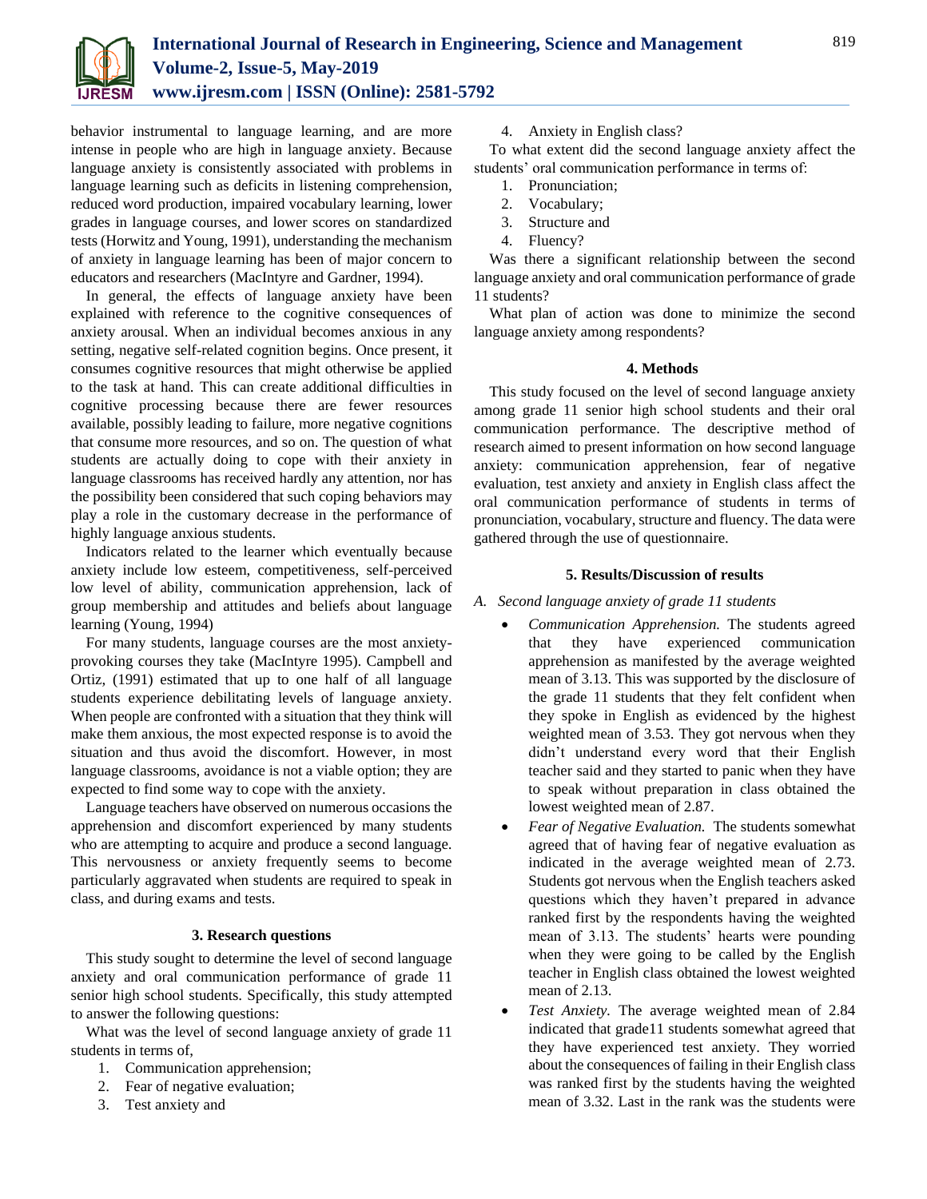behavior instrumental to language learning, and are more intense in people who are high in language anxiety. Because language anxiety is consistently associated with problems in language learning such as deficits in listening comprehension, reduced word production, impaired vocabulary learning, lower grades in language courses, and lower scores on standardized tests (Horwitz and Young, 1991), understanding the mechanism of anxiety in language learning has been of major concern to educators and researchers (MacIntyre and Gardner, 1994).

In general, the effects of language anxiety have been explained with reference to the cognitive consequences of anxiety arousal. When an individual becomes anxious in any setting, negative self-related cognition begins. Once present, it consumes cognitive resources that might otherwise be applied to the task at hand. This can create additional difficulties in cognitive processing because there are fewer resources available, possibly leading to failure, more negative cognitions that consume more resources, and so on. The question of what students are actually doing to cope with their anxiety in language classrooms has received hardly any attention, nor has the possibility been considered that such coping behaviors may play a role in the customary decrease in the performance of highly language anxious students.

Indicators related to the learner which eventually because anxiety include low esteem, competitiveness, self-perceived low level of ability, communication apprehension, lack of group membership and attitudes and beliefs about language learning (Young, 1994)

For many students, language courses are the most anxiety-provoking courses they take (MacIntyre 1995). Campbell and Ortiz, (1991) estimated that up to one half of all language students experience debilitating levels of language anxiety. When people are confronted with a situation that they think will make them anxious, the most expected response is to avoid the situation and thus avoid the discomfort. However, in most language classrooms, avoidance is not a viable option; they are expected to find some way to cope with the anxiety.

Language teachers have observed on numerous occasions the apprehension and discomfort experienced by many students who are attempting to acquire and produce a second language. This nervousness or anxiety frequently seems to become particularly aggravated when students are required to speak in class, and during exams and tests.

## 3. Research questions

This study sought to determine the level of second language anxiety and oral communication performance of grade 11 senior high school students. Specifically, this study attempted to answer the following questions:

What was the level of second language anxiety of grade 11 students in terms of,

1. Communication apprehension;
2. Fear of negative evaluation;
3. Test anxiety and
4. Anxiety in English class?

To what extent did the second language anxiety affect the students' oral communication performance in terms of:

1. Pronunciation;
2. Vocabulary;
3. Structure and
4. Fluency?

Was there a significant relationship between the second language anxiety and oral communication performance of grade 11 students?

What plan of action was done to minimize the second language anxiety among respondents?

## 4. Methods

This study focused on the level of second language anxiety among grade 11 senior high school students and their oral communication performance. The descriptive method of research aimed to present information on how second language anxiety: communication apprehension, fear of negative evaluation, test anxiety and anxiety in English class affect the oral communication performance of students in terms of pronunciation, vocabulary, structure and fluency. The data were gathered through the use of questionnaire.

## 5. Results/Discussion of results

### *A. Second language anxiety of grade 11 students*

- *Communication Apprehension.* The students agreed that they have experienced communication apprehension as manifested by the average weighted mean of 3.13. This was supported by the disclosure of the grade 11 students that they felt confident when they spoke in English as evidenced by the highest weighted mean of 3.53. They got nervous when they didn't understand every word that their English teacher said and they started to panic when they have to speak without preparation in class obtained the lowest weighted mean of 2.87.
- *Fear of Negative Evaluation.* The students somewhat agreed that of having fear of negative evaluation as indicated in the average weighted mean of 2.73. Students got nervous when the English teachers asked questions which they haven't prepared in advance ranked first by the respondents having the weighted mean of 3.13. The students' hearts were pounding when they were going to be called by the English teacher in English class obtained the lowest weighted mean of 2.13.
- *Test Anxiety.* The average weighted mean of 2.84 indicated that grade11 students somewhat agreed that they have experienced test anxiety. They worried about the consequences of failing in their English class was ranked first by the students having the weighted mean of 3.32. Last in the rank was the students were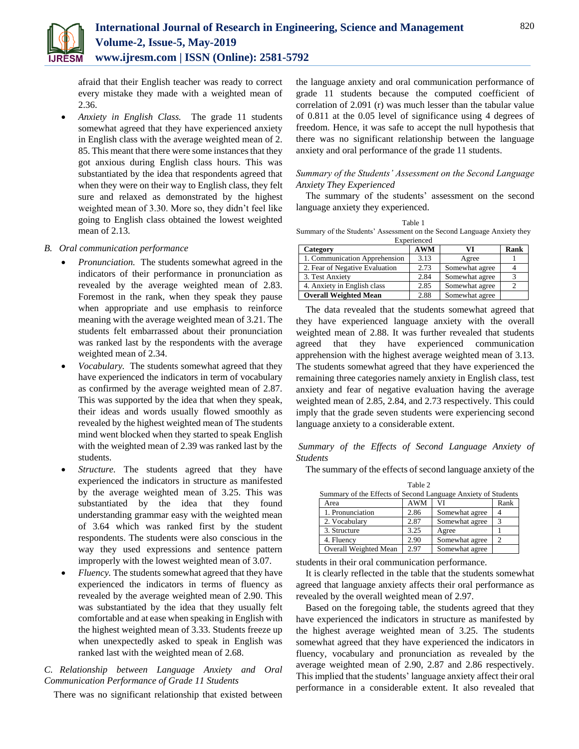afraid that their English teacher was ready to correct every mistake they made with a weighted mean of 2.36.

- *Anxiety in English Class.* The grade 11 students somewhat agreed that they have experienced anxiety in English class with the average weighted mean of 2. 85. This meant that there were some instances that they got anxious during English class hours. This was substantiated by the idea that respondents agreed that when they were on their way to English class, they felt sure and relaxed as demonstrated by the highest weighted mean of 3.30. More so, they didn't feel like going to English class obtained the lowest weighted mean of 2.13.

### *B. Oral communication performance*

- *Pronunciation.* The students somewhat agreed in the indicators of their performance in pronunciation as revealed by the average weighted mean of 2.83. Foremost in the rank, when they speak they pause when appropriate and use emphasis to reinforce meaning with the average weighted mean of 3.21. The students felt embarrassed about their pronunciation was ranked last by the respondents with the average weighted mean of 2.34.
- *Vocabulary.* The students somewhat agreed that they have experienced the indicators in term of vocabulary as confirmed by the average weighted mean of 2.87. This was supported by the idea that when they speak, their ideas and words usually flowed smoothly as revealed by the highest weighted mean of The students mind went blocked when they started to speak English with the weighted mean of 2.39 was ranked last by the students.
- *Structure.* The students agreed that they have experienced the indicators in structure as manifested by the average weighted mean of 3.25. This was substantiated by the idea that they found understanding grammar easy with the weighted mean of 3.64 which was ranked first by the student respondents. The students were also conscious in the way they used expressions and sentence pattern improperly with the lowest weighted mean of 3.07.
- *Fluency.* The students somewhat agreed that they have experienced the indicators in terms of fluency as revealed by the average weighted mean of 2.90. This was substantiated by the idea that they usually felt comfortable and at ease when speaking in English with the highest weighted mean of 3.33. Students freeze up when unexpectedly asked to speak in English was ranked last with the weighted mean of 2.68.

### *C. Relationship between Language Anxiety and Oral Communication Performance of Grade 11 Students*

There was no significant relationship that existed between the language anxiety and oral communication performance of grade 11 students because the computed coefficient of correlation of 2.091 (r) was much lesser than the tabular value of 0.811 at the 0.05 level of significance using 4 degrees of freedom. Hence, it was safe to accept the null hypothesis that there was no significant relationship between the language anxiety and oral performance of the grade 11 students.

### *Summary of the Students' Assessment on the Second Language Anxiety They Experienced*

The summary of the students' assessment on the second language anxiety they experienced.

Table 1
Summary of the Students' Assessment on the Second Language Anxiety they Experienced

| Category | AWM | VI | Rank |
|---|---|---|---|
| 1. Communication Apprehension | 3.13 | Agree | 1 |
| 2. Fear of Negative Evaluation | 2.73 | Somewhat agree | 4 |
| 3. Test Anxiety | 2.84 | Somewhat agree | 3 |
| 4. Anxiety in English class | 2.85 | Somewhat agree | 2 |
| **Overall Weighted Mean** | 2.88 | Somewhat agree | |

The data revealed that the students somewhat agreed that they have experienced language anxiety with the overall weighted mean of 2.88. It was further revealed that students agreed that they have experienced communication apprehension with the highest average weighted mean of 3.13. The students somewhat agreed that they have experienced the remaining three categories namely anxiety in English class, test anxiety and fear of negative evaluation having the average weighted mean of 2.85, 2.84, and 2.73 respectively. This could imply that the grade seven students were experiencing second language anxiety to a considerable extent.

### *Summary of the Effects of Second Language Anxiety of Students*

The summary of the effects of second language anxiety of the students in their oral communication performance.

Table 2
Summary of the Effects of Second Language Anxiety of Students

| Area | AWM | VI | Rank |
|---|---|---|---|
| 1. Pronunciation | 2.86 | Somewhat agree | 4 |
| 2. Vocabulary | 2.87 | Somewhat agree | 3 |
| 3. Structure | 3.25 | Agree | 1 |
| 4. Fluency | 2.90 | Somewhat agree | 2 |
| Overall Weighted Mean | 2.97 | Somewhat agree | |

It is clearly reflected in the table that the students somewhat agreed that language anxiety affects their oral performance as revealed by the overall weighted mean of 2.97.

Based on the foregoing table, the students agreed that they have experienced the indicators in structure as manifested by the highest average weighted mean of 3.25. The students somewhat agreed that they have experienced the indicators in fluency, vocabulary and pronunciation as revealed by the average weighted mean of 2.90, 2.87 and 2.86 respectively. This implied that the students' language anxiety affect their oral performance in a considerable extent. It also revealed that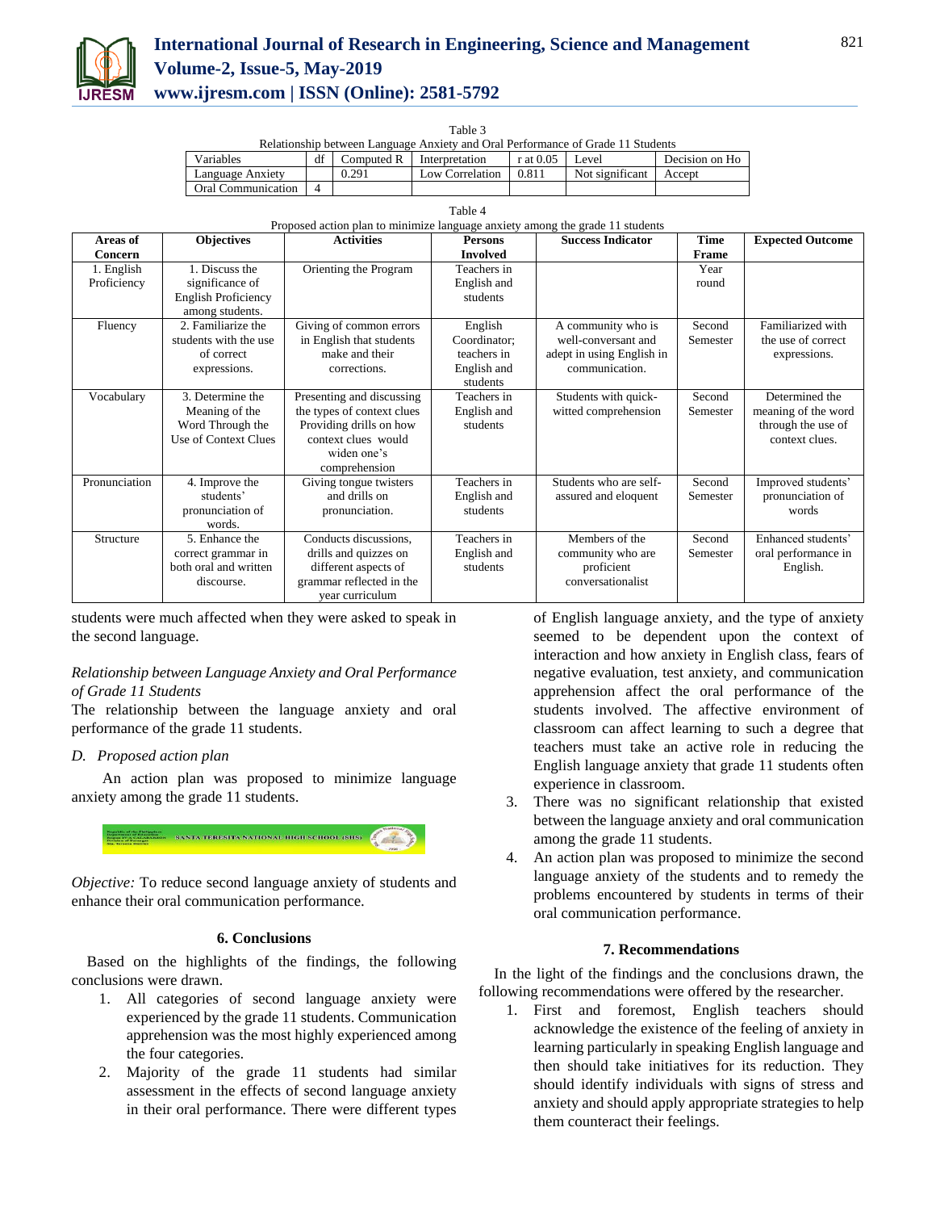Table 3
Relationship between Language Anxiety and Oral Performance of Grade 11 Students

| Variables | df | Computed R | Interpretation | r at 0.05 | Level | Decision on Ho |
|---|---|---|---|---|---|---|
| Language Anxiety | | 0.291 | Low Correlation | 0.811 | Not significant | Accept |
| Oral Communication | 4 | | | | | |

Table 4
Proposed action plan to minimize language anxiety among the grade 11 students

| Areas of Concern | Objectives | Activities | Persons Involved | Success Indicator | Time Frame | Expected Outcome |
|---|---|---|---|---|---|---|
| 1. English Proficiency | 1. Discuss the significance of English Proficiency among students. | Orienting the Program | Teachers in English and students | | Year round | |
| Fluency | 2. Familiarize the students with the use of correct expressions. | Giving of common errors in English that students make and their corrections. | English Coordinator; teachers in English and students | A community who is well-conversant and adept in using English in communication. | Second Semester | Familiarized with the use of correct expressions. |
| Vocabulary | 3. Determine the Meaning of the Word Through the Use of Context Clues | Presenting and discussing the types of context clues Providing drills on how context clues would widen one's comprehension | Teachers in English and students | Students with quick-witted comprehension | Second Semester | Determined the meaning of the word through the use of context clues. |
| Pronunciation | 4. Improve the students' pronunciation of words. | Giving tongue twisters and drills on pronunciation. | Teachers in English and students | Students who are self-assured and eloquent | Second Semester | Improved students' pronunciation of words |
| Structure | 5. Enhance the correct grammar in both oral and written discourse. | Conducts discussions, drills and quizzes on different aspects of grammar reflected in the year curriculum | Teachers in English and students | Members of the community who are proficient conversationalist | Second Semester | Enhanced students' oral performance in English. |

students were much affected when they were asked to speak in the second language.

*Relationship between Language Anxiety and Oral Performance of Grade 11 Students*

The relationship between the language anxiety and oral performance of the grade 11 students.

*D. Proposed action plan*

An action plan was proposed to minimize language anxiety among the grade 11 students.

SANTA TERESITA NATIONAL HIGH SCHOOL (SHS)

*Objective:* To reduce second language anxiety of students and enhance their oral communication performance.

## 6. Conclusions

Based on the highlights of the findings, the following conclusions were drawn.

1. All categories of second language anxiety were experienced by the grade 11 students. Communication apprehension was the most highly experienced among the four categories.
2. Majority of the grade 11 students had similar assessment in the effects of second language anxiety in their oral performance. There were different types of English language anxiety, and the type of anxiety seemed to be dependent upon the context of interaction and how anxiety in English class, fears of negative evaluation, test anxiety, and communication apprehension affect the oral performance of the students involved. The affective environment of classroom can affect learning to such a degree that teachers must take an active role in reducing the English language anxiety that grade 11 students often experience in classroom.
3. There was no significant relationship that existed between the language anxiety and oral communication among the grade 11 students.
4. An action plan was proposed to minimize the second language anxiety of the students and to remedy the problems encountered by students in terms of their oral communication performance.

## 7. Recommendations

In the light of the findings and the conclusions drawn, the following recommendations were offered by the researcher.

1. First and foremost, English teachers should acknowledge the existence of the feeling of anxiety in learning particularly in speaking English language and then should take initiatives for its reduction. They should identify individuals with signs of stress and anxiety and should apply appropriate strategies to help them counteract their feelings.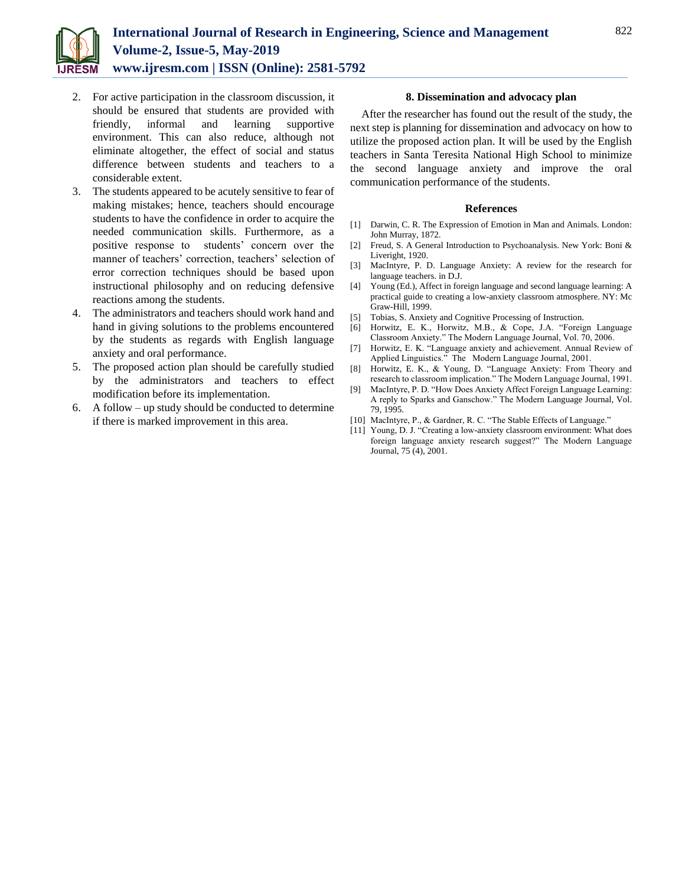2. For active participation in the classroom discussion, it should be ensured that students are provided with friendly, informal and learning supportive environment. This can also reduce, although not eliminate altogether, the effect of social and status difference between students and teachers to a considerable extent.
3. The students appeared to be acutely sensitive to fear of making mistakes; hence, teachers should encourage students to have the confidence in order to acquire the needed communication skills. Furthermore, as a positive response to students' concern over the manner of teachers' correction, teachers' selection of error correction techniques should be based upon instructional philosophy and on reducing defensive reactions among the students.
4. The administrators and teachers should work hand and hand in giving solutions to the problems encountered by the students as regards with English language anxiety and oral performance.
5. The proposed action plan should be carefully studied by the administrators and teachers to effect modification before its implementation.
6. A follow – up study should be conducted to determine if there is marked improvement in this area.

## 8. Dissemination and advocacy plan

After the researcher has found out the result of the study, the next step is planning for dissemination and advocacy on how to utilize the proposed action plan. It will be used by the English teachers in Santa Teresita National High School to minimize the second language anxiety and improve the oral communication performance of the students.

## References

[1] Darwin, C. R. The Expression of Emotion in Man and Animals. London: John Murray, 1872.
[2] Freud, S. A General Introduction to Psychoanalysis. New York: Boni & Liveright, 1920.
[3] MacIntyre, P. D. Language Anxiety: A review for the research for language teachers. in D.J.
[4] Young (Ed.), Affect in foreign language and second language learning: A practical guide to creating a low-anxiety classroom atmosphere. NY: Mc Graw-Hill, 1999.
[5] Tobias, S. Anxiety and Cognitive Processing of Instruction.
[6] Horwitz, E. K., Horwitz, M.B., & Cope, J.A. "Foreign Language Classroom Anxiety." The Modern Language Journal, Vol. 70, 2006.
[7] Horwitz, E. K. "Language anxiety and achievement. Annual Review of Applied Linguistics." The Modern Language Journal, 2001.
[8] Horwitz, E. K., & Young, D. "Language Anxiety: From Theory and research to classroom implication." The Modern Language Journal, 1991.
[9] MacIntyre, P. D. "How Does Anxiety Affect Foreign Language Learning: A reply to Sparks and Ganschow." The Modern Language Journal, Vol. 79, 1995.
[10] MacIntyre, P., & Gardner, R. C. "The Stable Effects of Language."
[11] Young, D. J. "Creating a low-anxiety classroom environment: What does foreign language anxiety research suggest?" The Modern Language Journal, 75 (4), 2001.